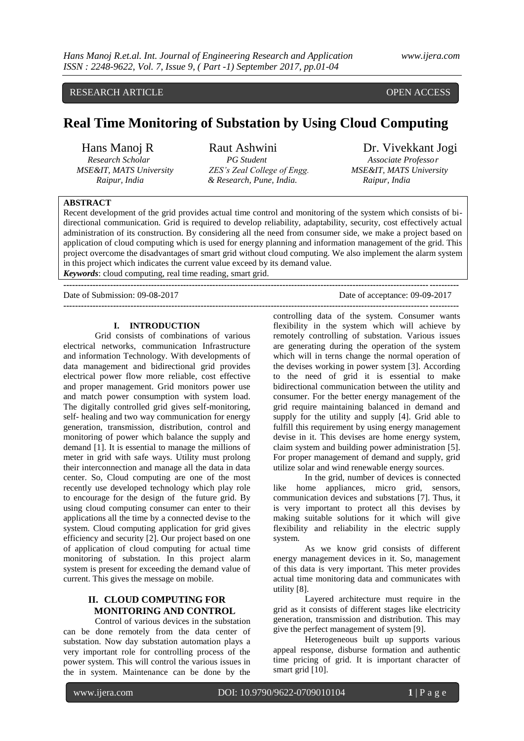RESEARCH ARTICLE OPEN ACCESS

# Real Time Monitoring of Substation by Using Cloud Computing

**Hans Manoj R**
*Research Scholar*
*MSE&IT, MATS University*
*Raipur, India*

**Raut Ashwini**
*PG Student*
*ZES's Zeal College of Engg. & Research, Pune, India.*

**Dr. Vivekkant Jogi**
*Associate Professor*
*MSE&IT, MATS University*
*Raipur, India*

**ABSTRACT**

Recent development of the grid provides actual time control and monitoring of the system which consists of bi-directional communication. Grid is required to develop reliability, adaptability, security, cost effectively actual administration of its construction. By considering all the need from consumer side, we make a project based on application of cloud computing which is used for energy planning and information management of the grid. This project overcome the disadvantages of smart grid without cloud computing. We also implement the alarm system in this project which indicates the current value exceed by its demand value.

***Keywords***: cloud computing, real time reading, smart grid.

Date of Submission: 09-08-2017 Date of acceptance: 09-09-2017

## I. INTRODUCTION

Grid consists of combinations of various electrical networks, communication Infrastructure and information Technology. With developments of data management and bidirectional grid provides electrical power flow more reliable, cost effective and proper management. Grid monitors power use and match power consumption with system load. The digitally controlled grid gives self-monitoring, self- healing and two way communication for energy generation, transmission, distribution, control and monitoring of power which balance the supply and demand [1]. It is essential to manage the millions of meter in grid with safe ways. Utility must prolong their interconnection and manage all the data in data center. So, Cloud computing are one of the most recently use developed technology which play role to encourage for the design of the future grid. By using cloud computing consumer can enter to their applications all the time by a connected devise to the system. Cloud computing application for grid gives efficiency and security [2]. Our project based on one of application of cloud computing for actual time monitoring of substation. In this project alarm system is present for exceeding the demand value of current. This gives the message on mobile.

## II. CLOUD COMPUTING FOR MONITORING AND CONTROL

Control of various devices in the substation can be done remotely from the data center of substation. Now day substation automation plays a very important role for controlling process of the power system. This will control the various issues in the in system. Maintenance can be done by the controlling data of the system. Consumer wants flexibility in the system which will achieve by remotely controlling of substation. Various issues are generating during the operation of the system which will in terns change the normal operation of the devises working in power system [3]. According to the need of grid it is essential to make bidirectional communication between the utility and consumer. For the better energy management of the grid require maintaining balanced in demand and supply for the utility and supply [4]. Grid able to fulfill this requirement by using energy management devise in it. This devises are home energy system, claim system and building power administration [5]. For proper management of demand and supply, grid utilize solar and wind renewable energy sources.

In the grid, number of devices is connected like home appliances, micro grid, sensors, communication devices and substations [7]. Thus, it is very important to protect all this devises by making suitable solutions for it which will give flexibility and reliability in the electric supply system.

As we know grid consists of different energy management devices in it. So, management of this data is very important. This meter provides actual time monitoring data and communicates with utility [8].

Layered architecture must require in the grid as it consists of different stages like electricity generation, transmission and distribution. This may give the perfect management of system [9].

Heterogeneous built up supports various appeal response, disburse formation and authentic time pricing of grid. It is important character of smart grid [10].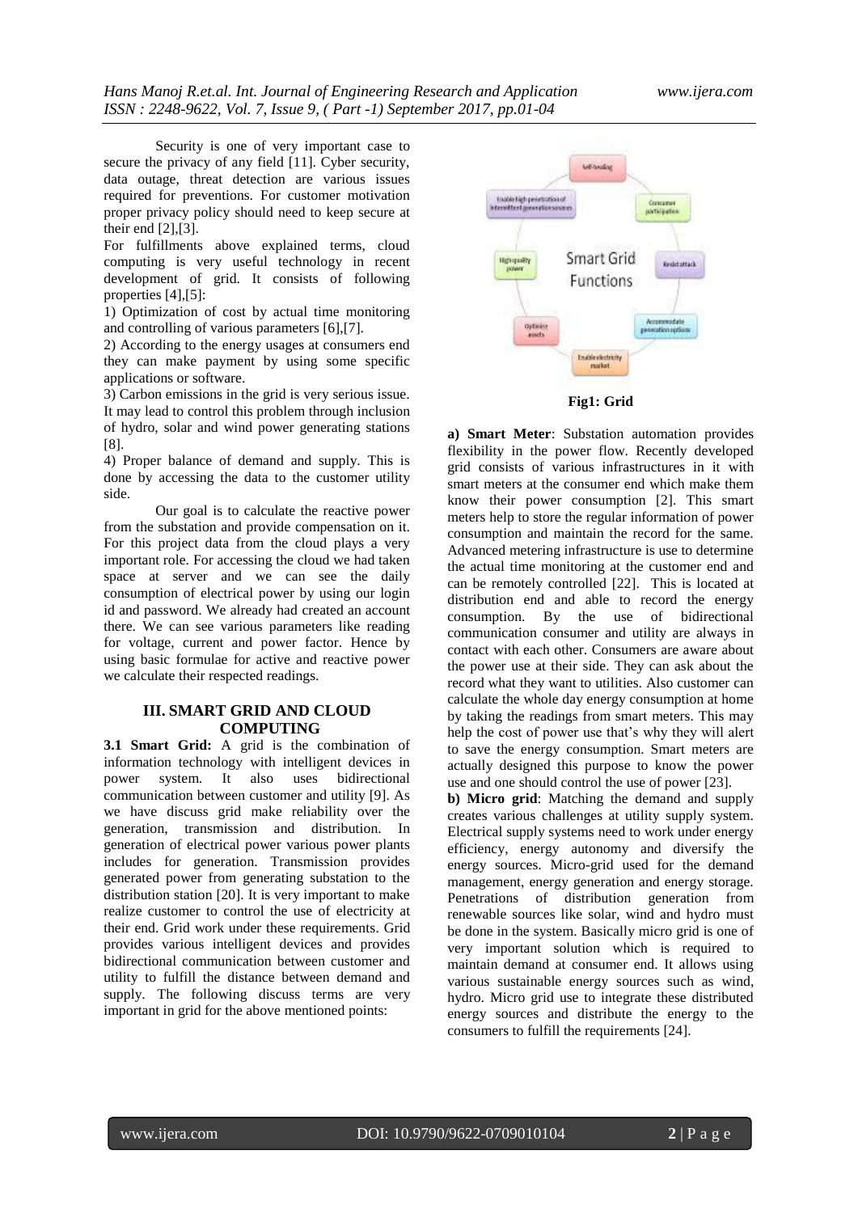Security is one of very important case to secure the privacy of any field [11]. Cyber security, data outage, threat detection are various issues required for preventions. For customer motivation proper privacy policy should need to keep secure at their end [2],[3].

For fulfillments above explained terms, cloud computing is very useful technology in recent development of grid. It consists of following properties [4],[5]:

1) Optimization of cost by actual time monitoring and controlling of various parameters [6],[7].

2) According to the energy usages at consumers end they can make payment by using some specific applications or software.

3) Carbon emissions in the grid is very serious issue. It may lead to control this problem through inclusion of hydro, solar and wind power generating stations [8].

4) Proper balance of demand and supply. This is done by accessing the data to the customer utility side.

Our goal is to calculate the reactive power from the substation and provide compensation on it. For this project data from the cloud plays a very important role. For accessing the cloud we had taken space at server and we can see the daily consumption of electrical power by using our login id and password. We already had created an account there. We can see various parameters like reading for voltage, current and power factor. Hence by using basic formulae for active and reactive power we calculate their respected readings.

## III. SMART GRID AND CLOUD COMPUTING

**3.1 Smart Grid:** A grid is the combination of information technology with intelligent devices in power system. It also uses bidirectional communication between customer and utility [9]. As we have discuss grid make reliability over the generation, transmission and distribution. In generation of electrical power various power plants includes for generation. Transmission provides generated power from generating substation to the distribution station [20]. It is very important to make realize customer to control the use of electricity at their end. Grid work under these requirements. Grid provides various intelligent devices and provides bidirectional communication between customer and utility to fulfill the distance between demand and supply. The following discuss terms are very important in grid for the above mentioned points:

**Fig1: Grid**

**a) Smart Meter**: Substation automation provides flexibility in the power flow. Recently developed grid consists of various infrastructures in it with smart meters at the consumer end which make them know their power consumption [2]. This smart meters help to store the regular information of power consumption and maintain the record for the same. Advanced metering infrastructure is use to determine the actual time monitoring at the customer end and can be remotely controlled [22]. This is located at distribution end and able to record the energy consumption. By the use of bidirectional communication consumer and utility are always in contact with each other. Consumers are aware about the power use at their side. They can ask about the record what they want to utilities. Also customer can calculate the whole day energy consumption at home by taking the readings from smart meters. This may help the cost of power use that's why they will alert to save the energy consumption. Smart meters are actually designed this purpose to know the power use and one should control the use of power [23].

**b) Micro grid**: Matching the demand and supply creates various challenges at utility supply system. Electrical supply systems need to work under energy efficiency, energy autonomy and diversify the energy sources. Micro-grid used for the demand management, energy generation and energy storage. Penetrations of distribution generation from renewable sources like solar, wind and hydro must be done in the system. Basically micro grid is one of very important solution which is required to maintain demand at consumer end. It allows using various sustainable energy sources such as wind, hydro. Micro grid use to integrate these distributed energy sources and distribute the energy to the consumers to fulfill the requirements [24].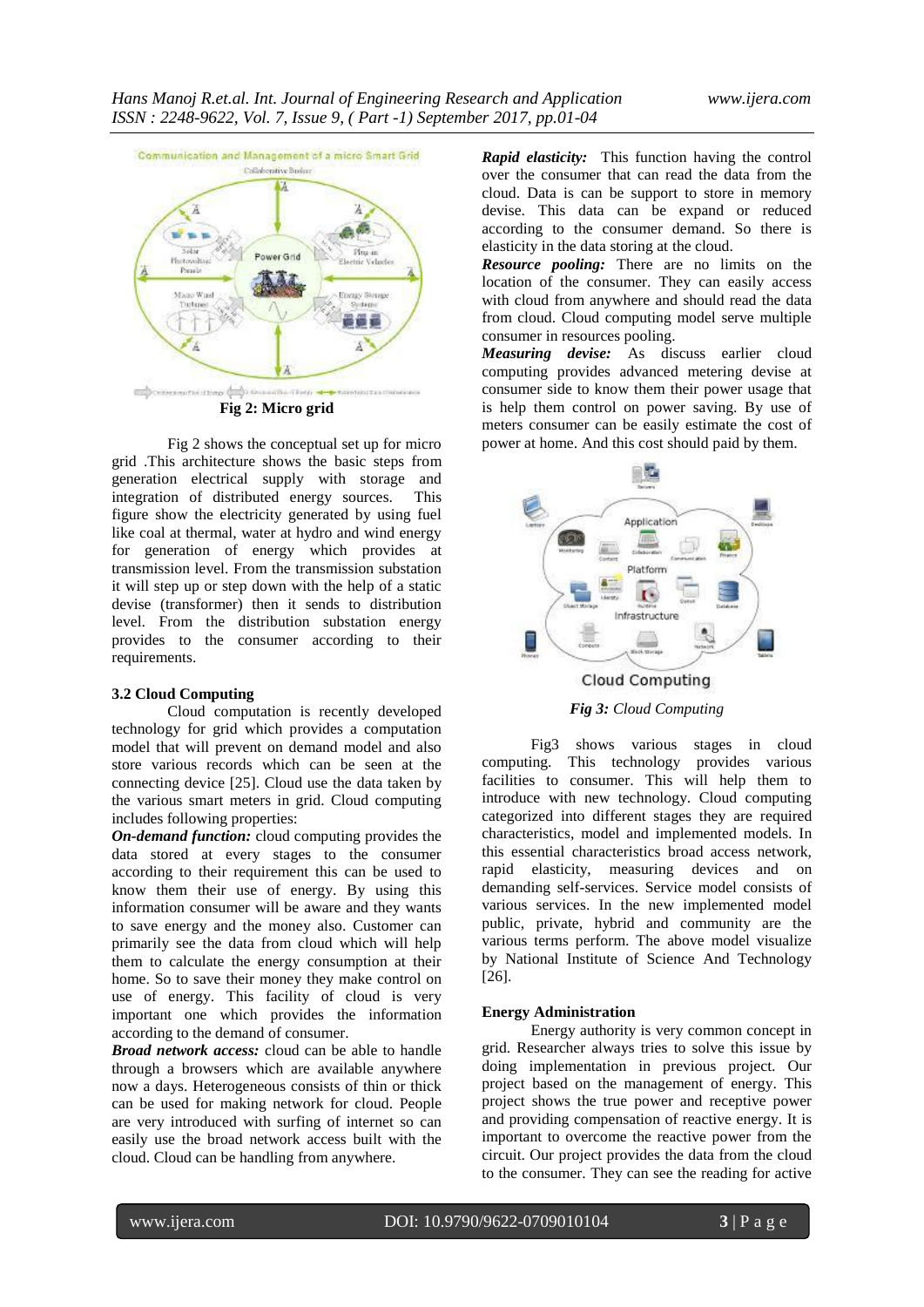Fig 2: Micro grid

Fig 2 shows the conceptual set up for micro grid .This architecture shows the basic steps from generation electrical supply with storage and integration of distributed energy sources. This figure show the electricity generated by using fuel like coal at thermal, water at hydro and wind energy for generation of energy which provides at transmission level. From the transmission substation it will step up or step down with the help of a static devise (transformer) then it sends to distribution level. From the distribution substation energy provides to the consumer according to their requirements.

### 3.2 Cloud Computing

Cloud computation is recently developed technology for grid which provides a computation model that will prevent on demand model and also store various records which can be seen at the connecting device [25]. Cloud use the data taken by the various smart meters in grid. Cloud computing includes following properties:

***On-demand function:*** cloud computing provides the data stored at every stages to the consumer according to their requirement this can be used to know them their use of energy. By using this information consumer will be aware and they wants to save energy and the money also. Customer can primarily see the data from cloud which will help them to calculate the energy consumption at their home. So to save their money they make control on use of energy. This facility of cloud is very important one which provides the information according to the demand of consumer.

***Broad network access:*** cloud can be able to handle through a browsers which are available anywhere now a days. Heterogeneous consists of thin or thick can be used for making network for cloud. People are very introduced with surfing of internet so can easily use the broad network access built with the cloud. Cloud can be handling from anywhere.

***Rapid elasticity:*** This function having the control over the consumer that can read the data from the cloud. Data is can be support to store in memory devise. This data can be expand or reduced according to the consumer demand. So there is elasticity in the data storing at the cloud.

***Resource pooling:*** There are no limits on the location of the consumer. They can easily access with cloud from anywhere and should read the data from cloud. Cloud computing model serve multiple consumer in resources pooling.

***Measuring devise:*** As discuss earlier cloud computing provides advanced metering devise at consumer side to know them their power usage that is help them control on power saving. By use of meters consumer can be easily estimate the cost of power at home. And this cost should paid by them.

***Fig 3:*** *Cloud Computing*

Fig3 shows various stages in cloud computing. This technology provides various facilities to consumer. This will help them to introduce with new technology. Cloud computing categorized into different stages they are required characteristics, model and implemented models. In this essential characteristics broad access network, rapid elasticity, measuring devices and on demanding self-services. Service model consists of various services. In the new implemented model public, private, hybrid and community are the various terms perform. The above model visualize by National Institute of Science And Technology [26].

### Energy Administration

Energy authority is very common concept in grid. Researcher always tries to solve this issue by doing implementation in previous project. Our project based on the management of energy. This project shows the true power and receptive power and providing compensation of reactive energy. It is important to overcome the reactive power from the circuit. Our project provides the data from the cloud to the consumer. They can see the reading for active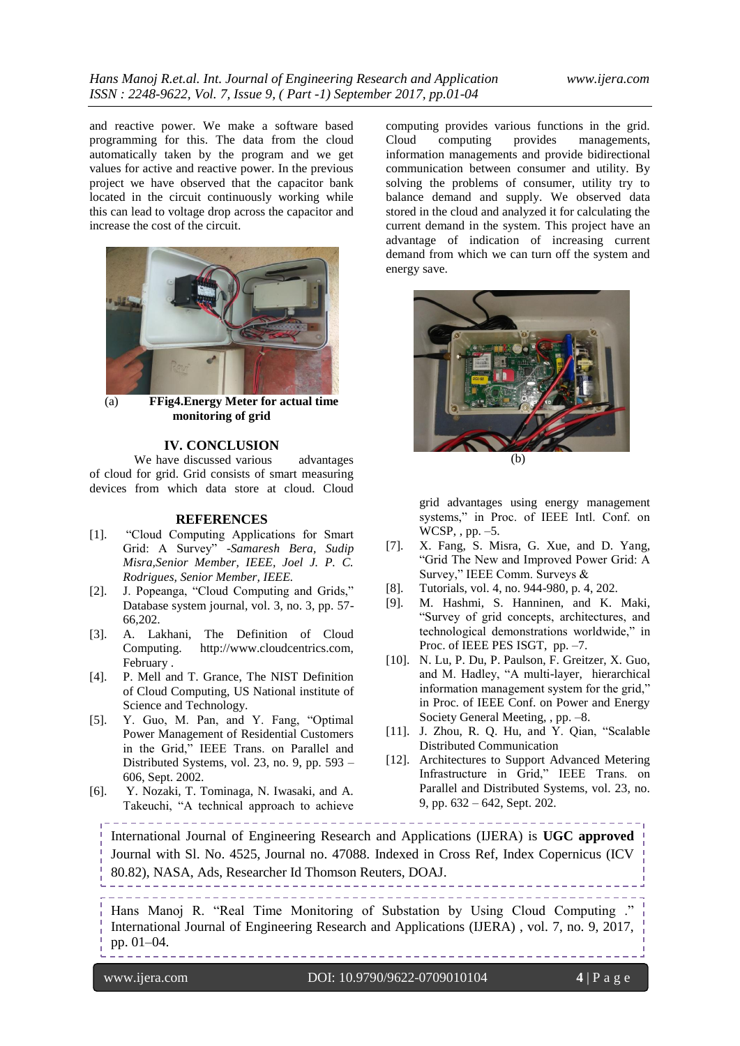and reactive power. We make a software based programming for this. The data from the cloud automatically taken by the program and we get values for active and reactive power. In the previous project we have observed that the capacitor bank located in the circuit continuously working while this can lead to voltage drop across the capacitor and increase the cost of the circuit.

(a) **FFig4.Energy Meter for actual time monitoring of grid**

(b)

## IV. CONCLUSION

We have discussed various advantages of cloud for grid. Grid consists of smart measuring devices from which data store at cloud. Cloud computing provides various functions in the grid. Cloud computing provides managements, information managements and provide bidirectional communication between consumer and utility. By solving the problems of consumer, utility try to balance demand and supply. We observed data stored in the cloud and analyzed it for calculating the current demand in the system. This project have an advantage of indication of increasing current demand from which we can turn off the system and energy save.

## REFERENCES

- [1]. "Cloud Computing Applications for Smart Grid: A Survey" -*Samaresh Bera, Sudip Misra,Senior Member, IEEE, Joel J. P. C. Rodrigues, Senior Member, IEEE.*
- [2]. J. Popeanga, "Cloud Computing and Grids," Database system journal, vol. 3, no. 3, pp. 57-66,202.
- [3]. A. Lakhani, The Definition of Cloud Computing. http://www.cloudcentrics.com, February .
- [4]. P. Mell and T. Grance, The NIST Definition of Cloud Computing, US National institute of Science and Technology.
- [5]. Y. Guo, M. Pan, and Y. Fang, "Optimal Power Management of Residential Customers in the Grid," IEEE Trans. on Parallel and Distributed Systems, vol. 23, no. 9, pp. 593 – 606, Sept. 2002.
- [6]. Y. Nozaki, T. Tominaga, N. Iwasaki, and A. Takeuchi, "A technical approach to achieve grid advantages using energy management systems," in Proc. of IEEE Intl. Conf. on WCSP, , pp. –5.
- [7]. X. Fang, S. Misra, G. Xue, and D. Yang, "Grid The New and Improved Power Grid: A Survey," IEEE Comm. Surveys &
- [8]. Tutorials, vol. 4, no. 944-980, p. 4, 202.
- [9]. M. Hashmi, S. Hanninen, and K. Maki, "Survey of grid concepts, architectures, and technological demonstrations worldwide," in Proc. of IEEE PES ISGT, pp. –7.
- [10]. N. Lu, P. Du, P. Paulson, F. Greitzer, X. Guo, and M. Hadley, "A multi-layer, hierarchical information management system for the grid," in Proc. of IEEE Conf. on Power and Energy Society General Meeting, , pp. –8.
- [11]. J. Zhou, R. Q. Hu, and Y. Qian, "Scalable Distributed Communication
- [12]. Architectures to Support Advanced Metering Infrastructure in Grid," IEEE Trans. on Parallel and Distributed Systems, vol. 23, no. 9, pp. 632 – 642, Sept. 202.

International Journal of Engineering Research and Applications (IJERA) is **UGC approved** Journal with Sl. No. 4525, Journal no. 47088. Indexed in Cross Ref, Index Copernicus (ICV 80.82), NASA, Ads, Researcher Id Thomson Reuters, DOAJ.

Hans Manoj R. "Real Time Monitoring of Substation by Using Cloud Computing ." International Journal of Engineering Research and Applications (IJERA) , vol. 7, no. 9, 2017, pp. 01–04.